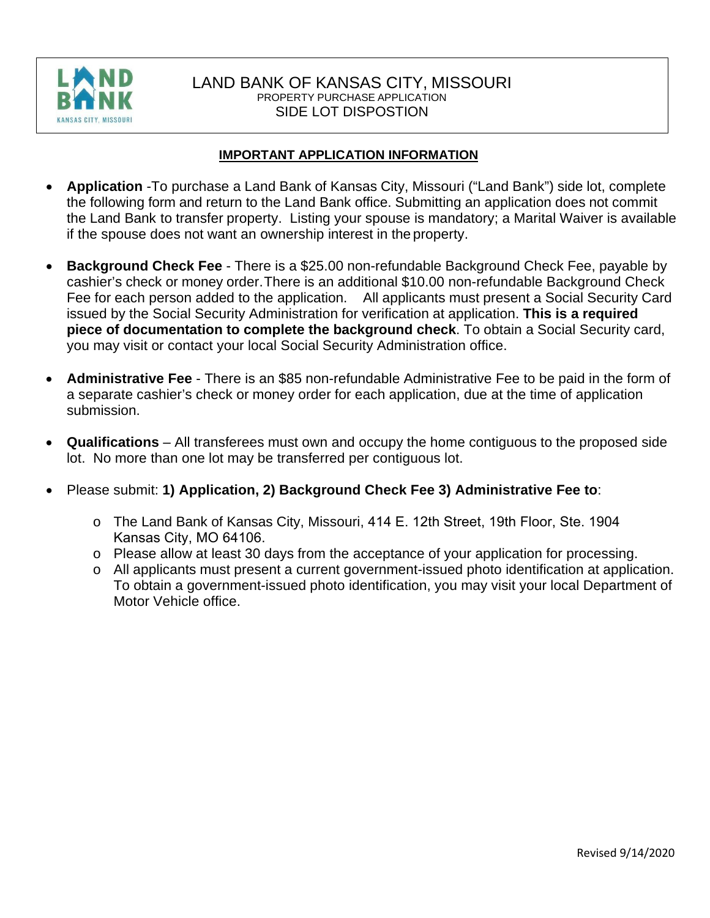# LAND BANK OF KANSAS CITY, MISSOURI

PROPERTY PURCHASE APPLICATION

SIDE LOT DISPOSTION

## IMPORTANT APPLICATION INFORMATION

- **Application** -To purchase a Land Bank of Kansas City, Missouri ("Land Bank") side lot, complete the following form and return to the Land Bank office. Submitting an application does not commit the Land Bank to transfer property. Listing your spouse is mandatory; a Marital Waiver is available if the spouse does not want an ownership interest in the property.

- **Background Check Fee** - There is a $25.00 non-refundable Background Check Fee, payable by cashier's check or money order. There is an additional $10.00 non-refundable Background Check Fee for each person added to the application. All applicants must present a Social Security Card issued by the Social Security Administration for verification at application. **This is a required piece of documentation to complete the background check**. To obtain a Social Security card, you may visit or contact your local Social Security Administration office.

- **Administrative Fee** - There is an $85 non-refundable Administrative Fee to be paid in the form of a separate cashier's check or money order for each application, due at the time of application submission.

- **Qualifications** – All transferees must own and occupy the home contiguous to the proposed side lot. No more than one lot may be transferred per contiguous lot.

- Please submit: **1) Application, 2) Background Check Fee 3) Administrative Fee to**:
  - The Land Bank of Kansas City, Missouri, 414 E. 12th Street, 19th Floor, Ste. 1904 Kansas City, MO 64106.
  - Please allow at least 30 days from the acceptance of your application for processing.
  - All applicants must present a current government-issued photo identification at application. To obtain a government-issued photo identification, you may visit your local Department of Motor Vehicle office.

Revised 9/14/2020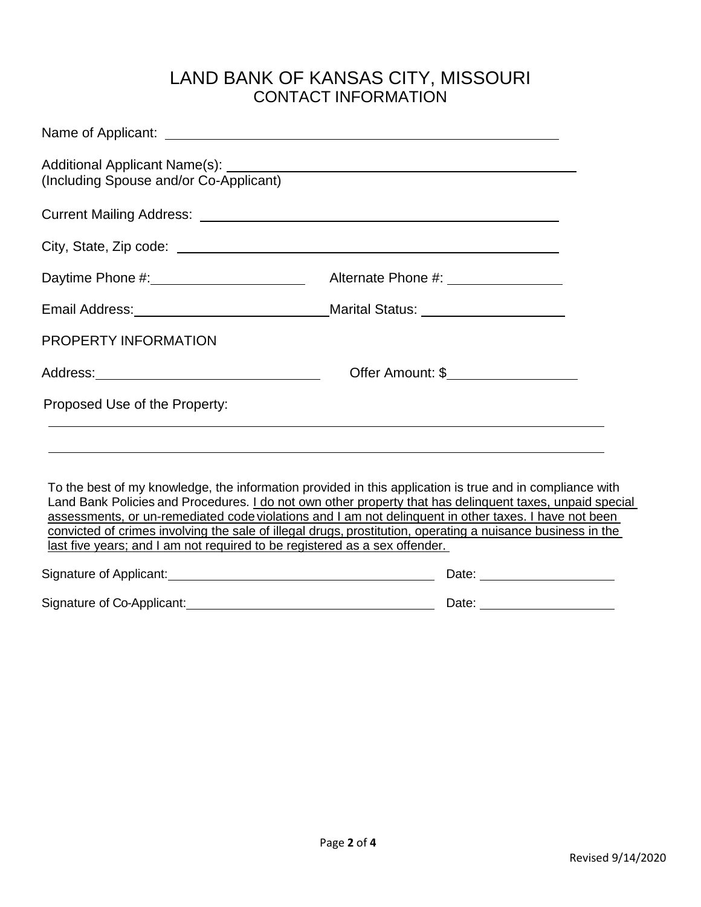# LAND BANK OF KANSAS CITY, MISSOURI
## CONTACT INFORMATION

Name of Applicant: ______________________________________________

Additional Applicant Name(s): ______________________________________________
(Including Spouse and/or Co-Applicant)

Current Mailing Address: ______________________________________________

City, State, Zip code: ______________________________________________

Daytime Phone #: ____________________ Alternate Phone #: ______________

Email Address: _________________________ Marital Status: __________________

PROPERTY INFORMATION

Address: ____________________________ Offer Amount: $________________

Proposed Use of the Property:

______________________________________________________________________

______________________________________________________________________

To the best of my knowledge, the information provided in this application is true and in compliance with Land Bank Policies and Procedures. <u>I do not own other property that has delinquent taxes, unpaid special assessments, or un-remediated code violations and I am not delinquent in other taxes. I have not been convicted of crimes involving the sale of illegal drugs, prostitution, operating a nuisance business in the last five years; and I am not required to be registered as a sex offender.</u>

Signature of Applicant: ____________________________________ Date: __________________

Signature of Co-Applicant: __________________________________ Date: __________________

Revised 9/14/2020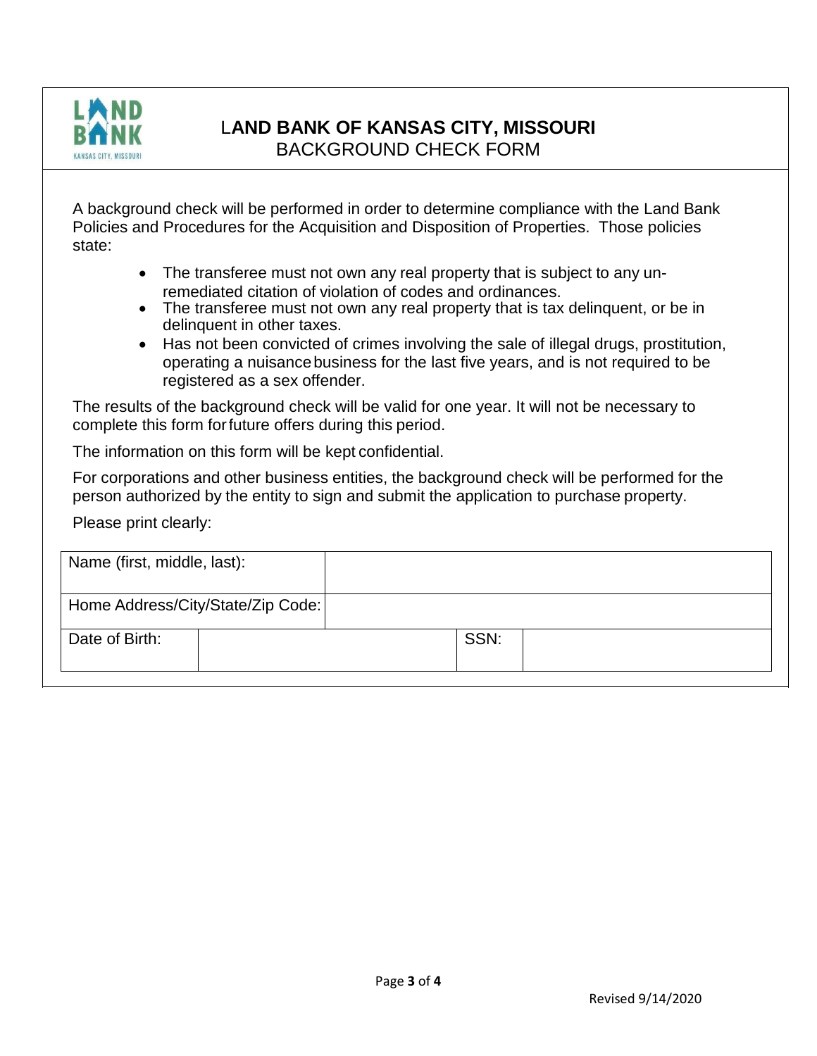# LAND BANK OF KANSAS CITY, MISSOURI
## BACKGROUND CHECK FORM

A background check will be performed in order to determine compliance with the Land Bank Policies and Procedures for the Acquisition and Disposition of Properties. Those policies state:

- The transferee must not own any real property that is subject to any un-remediated citation of violation of codes and ordinances.
- The transferee must not own any real property that is tax delinquent, or be in delinquent in other taxes.
- Has not been convicted of crimes involving the sale of illegal drugs, prostitution, operating a nuisance business for the last five years, and is not required to be registered as a sex offender.

The results of the background check will be valid for one year. It will not be necessary to complete this form for future offers during this period.

The information on this form will be kept confidential.

For corporations and other business entities, the background check will be performed for the person authorized by the entity to sign and submit the application to purchase property.

Please print clearly:

| Name (first, middle, last): | | | |
|---|---|---|---|
| Home Address/City/State/Zip Code: | | | |
| Date of Birth: | | SSN: | |

Revised 9/14/2020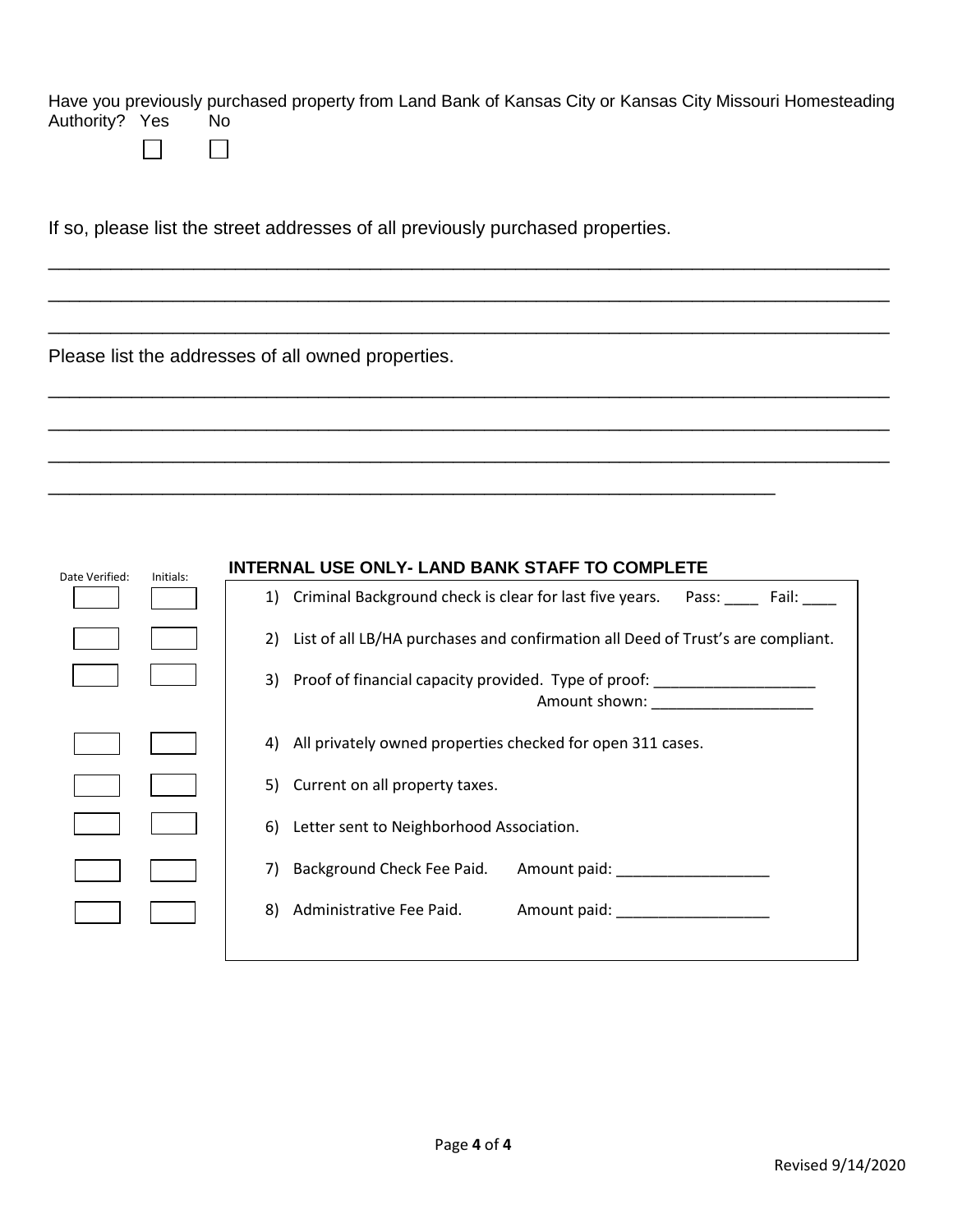Have you previously purchased property from Land Bank of Kansas City or Kansas City Missouri Homesteading Authority? Yes ☐ No ☐

If so, please list the street addresses of all previously purchased properties.

___________________________________________________________________________

___________________________________________________________________________

___________________________________________________________________________

Please list the addresses of all owned properties.

___________________________________________________________________________

___________________________________________________________________________

___________________________________________________________________________

_________________________________________________________________

**INTERNAL USE ONLY- LAND BANK STAFF TO COMPLETE**

| Date Verified: | Initials: | |
|---|---|---|
| | | 1) Criminal Background check is clear for last five years. Pass: ____ Fail: ____ |
| | | 2) List of all LB/HA purchases and confirmation all Deed of Trust's are compliant. |
| | | 3) Proof of financial capacity provided. Type of proof: ___________________ Amount shown: ___________________ |
| | | 4) All privately owned properties checked for open 311 cases. |
| | | 5) Current on all property taxes. |
| | | 6) Letter sent to Neighborhood Association. |
| | | 7) Background Check Fee Paid. Amount paid: ___________________ |
| | | 8) Administrative Fee Paid. Amount paid: ___________________ |

Revised 9/14/2020